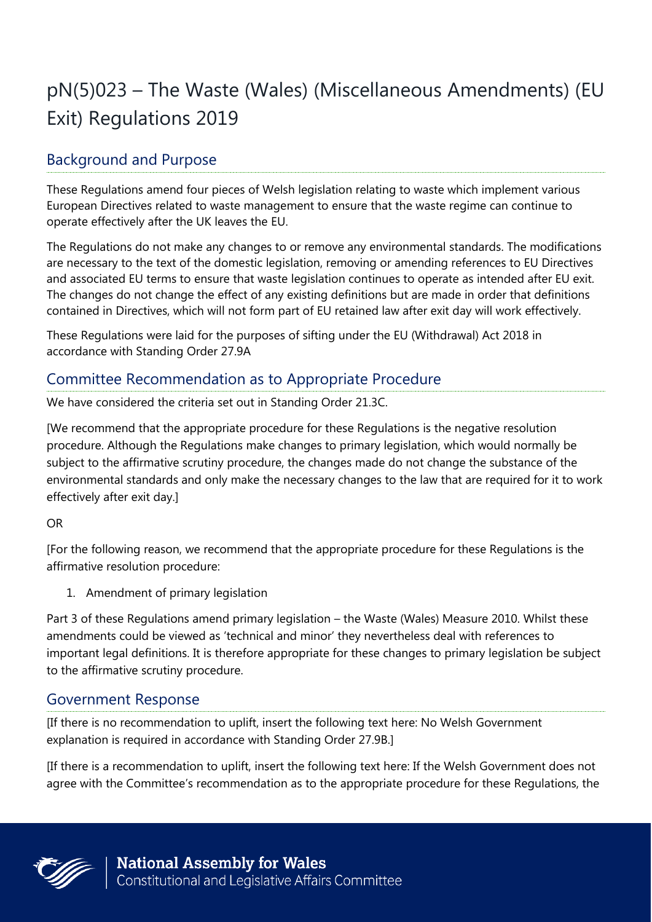# pN(5)023 – The Waste (Wales) (Miscellaneous Amendments) (EU Exit) Regulations 2019

## Background and Purpose

These Regulations amend four pieces of Welsh legislation relating to waste which implement various European Directives related to waste management to ensure that the waste regime can continue to operate effectively after the UK leaves the EU.

The Regulations do not make any changes to or remove any environmental standards. The modifications are necessary to the text of the domestic legislation, removing or amending references to EU Directives and associated EU terms to ensure that waste legislation continues to operate as intended after EU exit. The changes do not change the effect of any existing definitions but are made in order that definitions contained in Directives, which will not form part of EU retained law after exit day will work effectively.

These Regulations were laid for the purposes of sifting under the EU (Withdrawal) Act 2018 in accordance with Standing Order 27.9A

## Committee Recommendation as to Appropriate Procedure

We have considered the criteria set out in Standing Order 21.3C.

[We recommend that the appropriate procedure for these Regulations is the negative resolution procedure. Although the Regulations make changes to primary legislation, which would normally be subject to the affirmative scrutiny procedure, the changes made do not change the substance of the environmental standards and only make the necessary changes to the law that are required for it to work effectively after exit day.]

OR

[For the following reason, we recommend that the appropriate procedure for these Regulations is the affirmative resolution procedure:

1. Amendment of primary legislation

Part 3 of these Regulations amend primary legislation – the Waste (Wales) Measure 2010. Whilst these amendments could be viewed as 'technical and minor' they nevertheless deal with references to important legal definitions. It is therefore appropriate for these changes to primary legislation be subject to the affirmative scrutiny procedure.

## Government Response

[If there is no recommendation to uplift, insert the following text here: No Welsh Government explanation is required in accordance with Standing Order 27.9B.]

[If there is a recommendation to uplift, insert the following text here: If the Welsh Government does not agree with the Committee's recommendation as to the appropriate procedure for these Regulations, the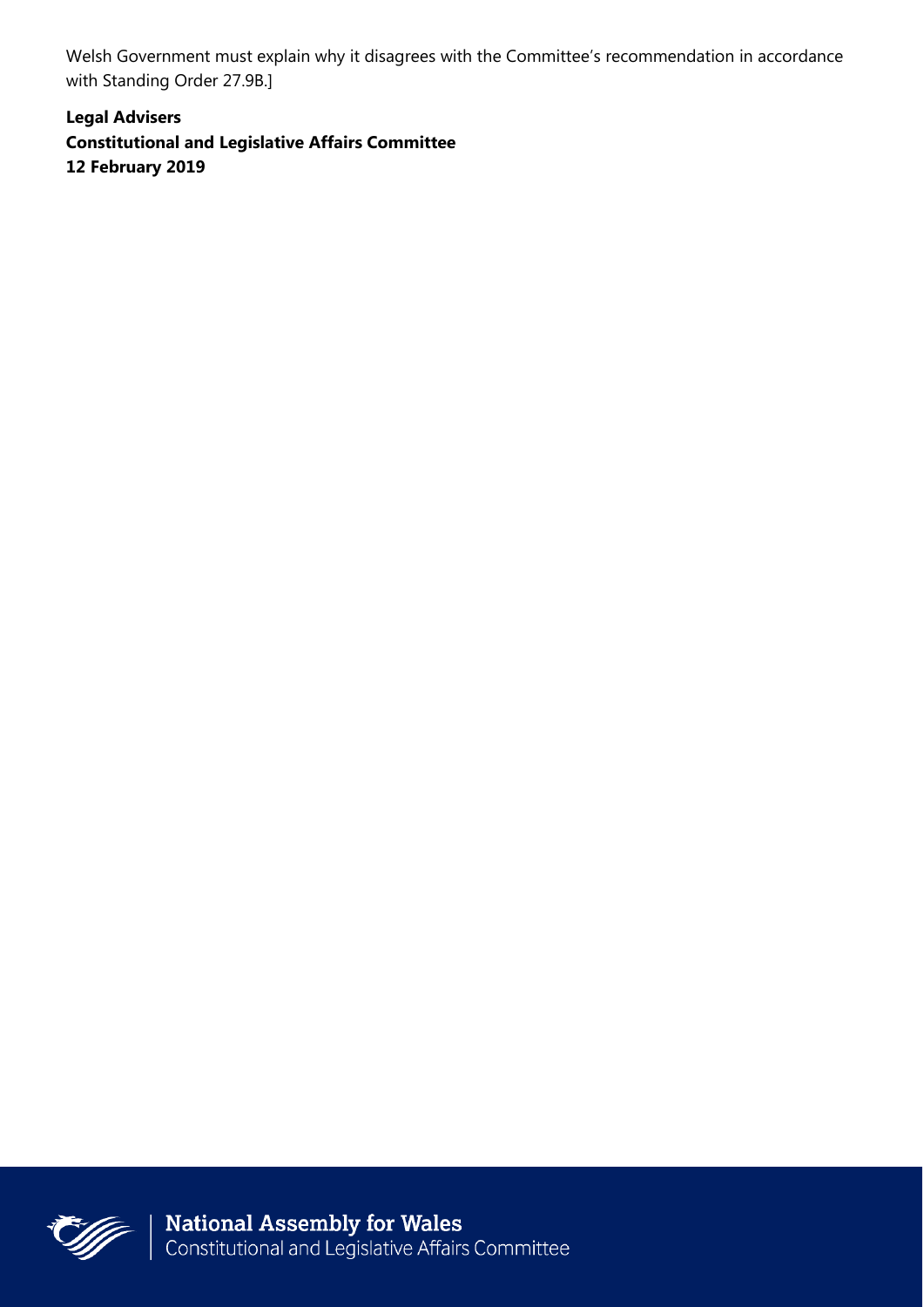Welsh Government must explain why it disagrees with the Committee's recommendation in accordance with Standing Order 27.9B.]

**Legal Advisers**
**Constitutional and Legislative Affairs Committee**
**12 February 2019**